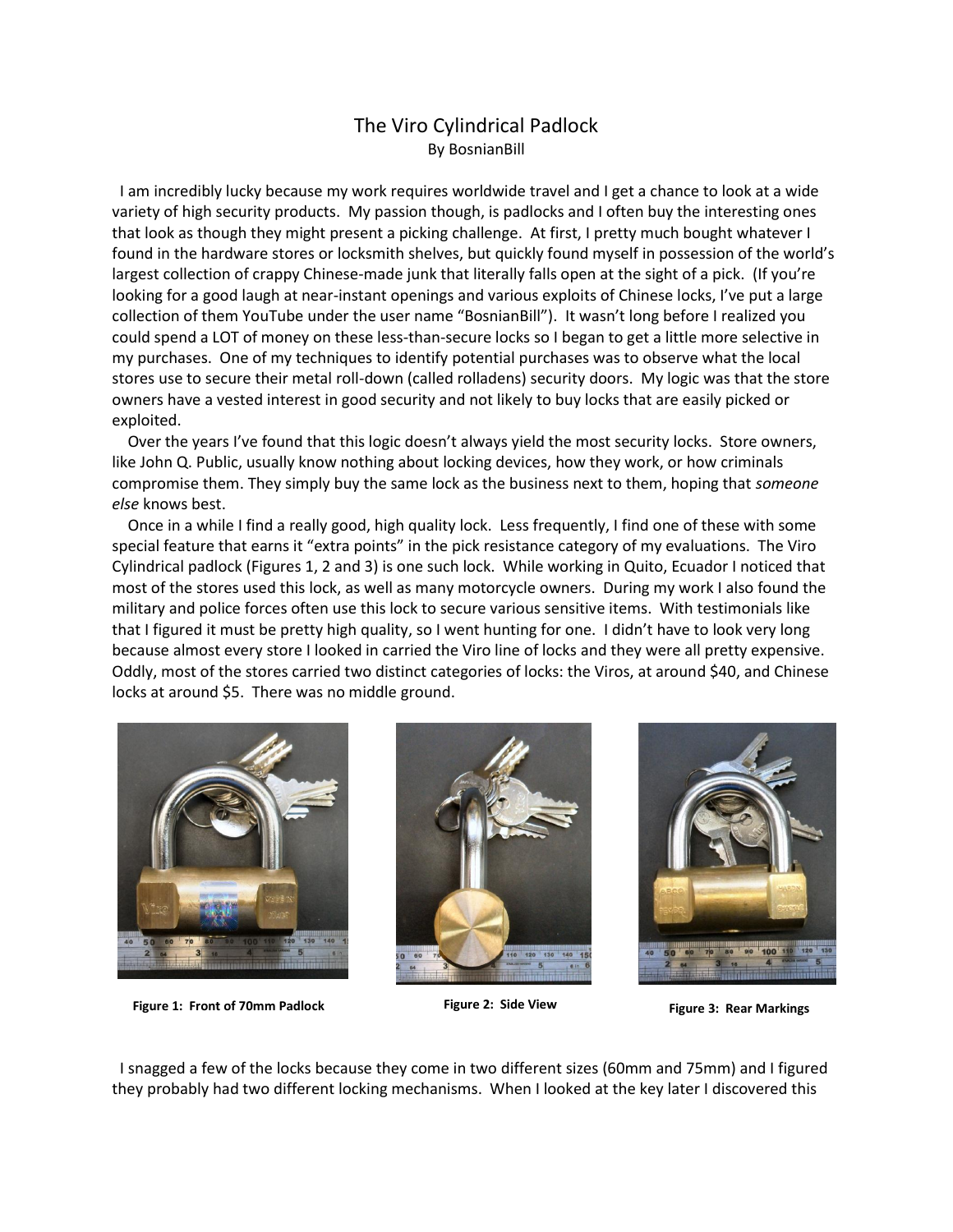# The Viro Cylindrical Padlock

By BosnianBill

I am incredibly lucky because my work requires worldwide travel and I get a chance to look at a wide variety of high security products. My passion though, is padlocks and I often buy the interesting ones that look as though they might present a picking challenge. At first, I pretty much bought whatever I found in the hardware stores or locksmith shelves, but quickly found myself in possession of the world's largest collection of crappy Chinese-made junk that literally falls open at the sight of a pick. (If you're looking for a good laugh at near-instant openings and various exploits of Chinese locks, I've put a large collection of them YouTube under the user name "BosnianBill"). It wasn't long before I realized you could spend a LOT of money on these less-than-secure locks so I began to get a little more selective in my purchases. One of my techniques to identify potential purchases was to observe what the local stores use to secure their metal roll-down (called rolladens) security doors. My logic was that the store owners have a vested interest in good security and not likely to buy locks that are easily picked or exploited.

Over the years I've found that this logic doesn't always yield the most security locks. Store owners, like John Q. Public, usually know nothing about locking devices, how they work, or how criminals compromise them. They simply buy the same lock as the business next to them, hoping that *someone else* knows best.

Once in a while I find a really good, high quality lock. Less frequently, I find one of these with some special feature that earns it "extra points" in the pick resistance category of my evaluations. The Viro Cylindrical padlock (Figures 1, 2 and 3) is one such lock. While working in Quito, Ecuador I noticed that most of the stores used this lock, as well as many motorcycle owners. During my work I also found the military and police forces often use this lock to secure various sensitive items. With testimonials like that I figured it must be pretty high quality, so I went hunting for one. I didn't have to look very long because almost every store I looked in carried the Viro line of locks and they were all pretty expensive. Oddly, most of the stores carried two distinct categories of locks: the Viros, at around $40, and Chinese locks at around $5. There was no middle ground.

**Figure 1: Front of 70mm Padlock**

**Figure 2: Side View**

**Figure 3: Rear Markings**

I snagged a few of the locks because they come in two different sizes (60mm and 75mm) and I figured they probably had two different locking mechanisms. When I looked at the key later I discovered this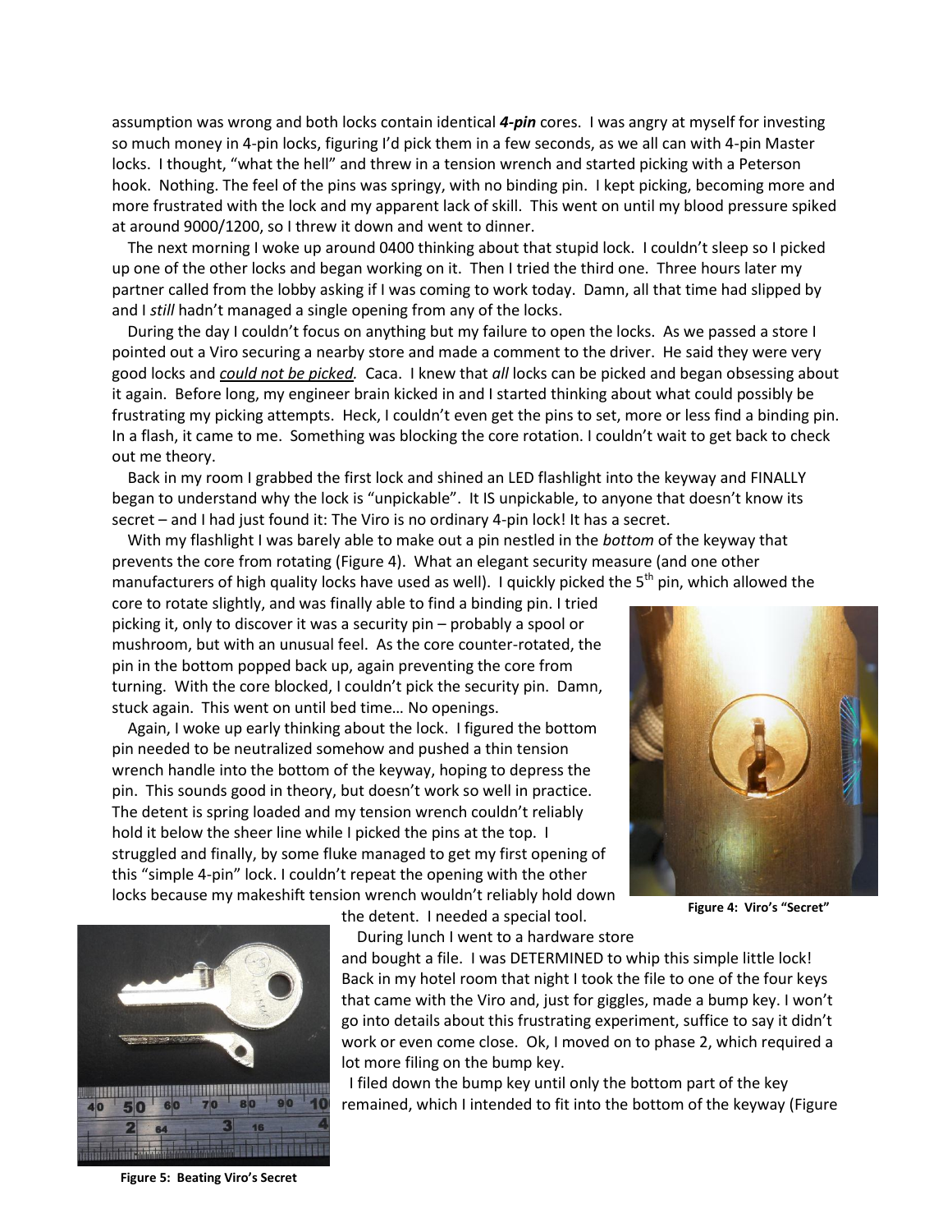assumption was wrong and both locks contain identical ***4-pin*** cores. I was angry at myself for investing so much money in 4-pin locks, figuring I'd pick them in a few seconds, as we all can with 4-pin Master locks. I thought, "what the hell" and threw in a tension wrench and started picking with a Peterson hook. Nothing. The feel of the pins was springy, with no binding pin. I kept picking, becoming more and more frustrated with the lock and my apparent lack of skill. This went on until my blood pressure spiked at around 9000/1200, so I threw it down and went to dinner.

The next morning I woke up around 0400 thinking about that stupid lock. I couldn't sleep so I picked up one of the other locks and began working on it. Then I tried the third one. Three hours later my partner called from the lobby asking if I was coming to work today. Damn, all that time had slipped by and I *still* hadn't managed a single opening from any of the locks.

During the day I couldn't focus on anything but my failure to open the locks. As we passed a store I pointed out a Viro securing a nearby store and made a comment to the driver. He said they were very good locks and *could not be picked.* Caca. I knew that *all* locks can be picked and began obsessing about it again. Before long, my engineer brain kicked in and I started thinking about what could possibly be frustrating my picking attempts. Heck, I couldn't even get the pins to set, more or less find a binding pin. In a flash, it came to me. Something was blocking the core rotation. I couldn't wait to get back to check out me theory.

Back in my room I grabbed the first lock and shined an LED flashlight into the keyway and FINALLY began to understand why the lock is "unpickable". It IS unpickable, to anyone that doesn't know its secret – and I had just found it: The Viro is no ordinary 4-pin lock! It has a secret.

With my flashlight I was barely able to make out a pin nestled in the *bottom* of the keyway that prevents the core from rotating (Figure 4). What an elegant security measure (and one other manufacturers of high quality locks have used as well). I quickly picked the 5th pin, which allowed the core to rotate slightly, and was finally able to find a binding pin. I tried picking it, only to discover it was a security pin – probably a spool or mushroom, but with an unusual feel. As the core counter-rotated, the pin in the bottom popped back up, again preventing the core from turning. With the core blocked, I couldn't pick the security pin. Damn, stuck again. This went on until bed time… No openings.

Again, I woke up early thinking about the lock. I figured the bottom pin needed to be neutralized somehow and pushed a thin tension wrench handle into the bottom of the keyway, hoping to depress the pin. This sounds good in theory, but doesn't work so well in practice. The detent is spring loaded and my tension wrench couldn't reliably hold it below the sheer line while I picked the pins at the top. I struggled and finally, by some fluke managed to get my first opening of this "simple 4-pin" lock. I couldn't repeat the opening with the other locks because my makeshift tension wrench wouldn't reliably hold down the detent. I needed a special tool.

**Figure 4: Viro's "Secret"**

During lunch I went to a hardware store and bought a file. I was DETERMINED to whip this simple little lock! Back in my hotel room that night I took the file to one of the four keys that came with the Viro and, just for giggles, made a bump key. I won't go into details about this frustrating experiment, suffice to say it didn't work or even come close. Ok, I moved on to phase 2, which required a lot more filing on the bump key.

I filed down the bump key until only the bottom part of the key remained, which I intended to fit into the bottom of the keyway (Figure

**Figure 5: Beating Viro's Secret**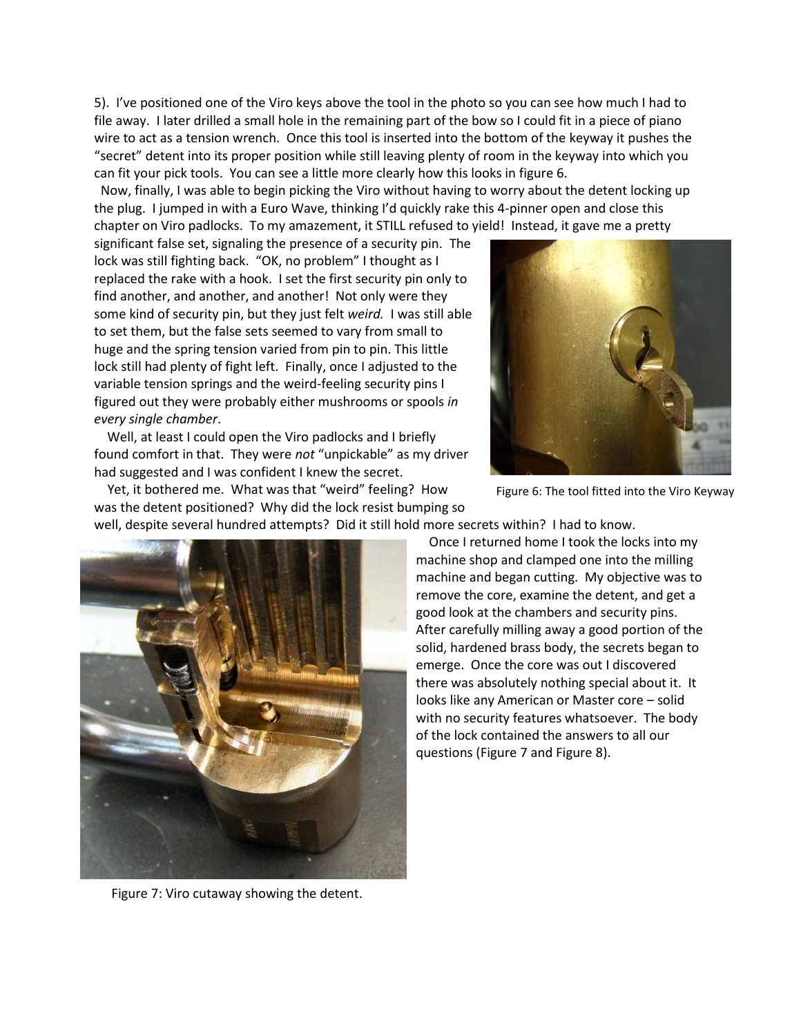5). I've positioned one of the Viro keys above the tool in the photo so you can see how much I had to file away. I later drilled a small hole in the remaining part of the bow so I could fit in a piece of piano wire to act as a tension wrench. Once this tool is inserted into the bottom of the keyway it pushes the "secret" detent into its proper position while still leaving plenty of room in the keyway into which you can fit your pick tools. You can see a little more clearly how this looks in figure 6.

Now, finally, I was able to begin picking the Viro without having to worry about the detent locking up the plug. I jumped in with a Euro Wave, thinking I'd quickly rake this 4-pinner open and close this chapter on Viro padlocks. To my amazement, it STILL refused to yield! Instead, it gave me a pretty significant false set, signaling the presence of a security pin. The lock was still fighting back. "OK, no problem" I thought as I replaced the rake with a hook. I set the first security pin only to find another, and another, and another! Not only were they some kind of security pin, but they just felt *weird.* I was still able to set them, but the false sets seemed to vary from small to huge and the spring tension varied from pin to pin. This little lock still had plenty of fight left. Finally, once I adjusted to the variable tension springs and the weird-feeling security pins I figured out they were probably either mushrooms or spools *in every single chamber*.

Figure 6: The tool fitted into the Viro Keyway

Well, at least I could open the Viro padlocks and I briefly found comfort in that. They were *not* "unpickable" as my driver had suggested and I was confident I knew the secret.

Yet, it bothered me. What was that "weird" feeling? How was the detent positioned? Why did the lock resist bumping so well, despite several hundred attempts? Did it still hold more secrets within? I had to know.

Once I returned home I took the locks into my machine shop and clamped one into the milling machine and began cutting. My objective was to remove the core, examine the detent, and get a good look at the chambers and security pins. After carefully milling away a good portion of the solid, hardened brass body, the secrets began to emerge. Once the core was out I discovered there was absolutely nothing special about it. It looks like any American or Master core – solid with no security features whatsoever. The body of the lock contained the answers to all our questions (Figure 7 and Figure 8).

Figure 7: Viro cutaway showing the detent.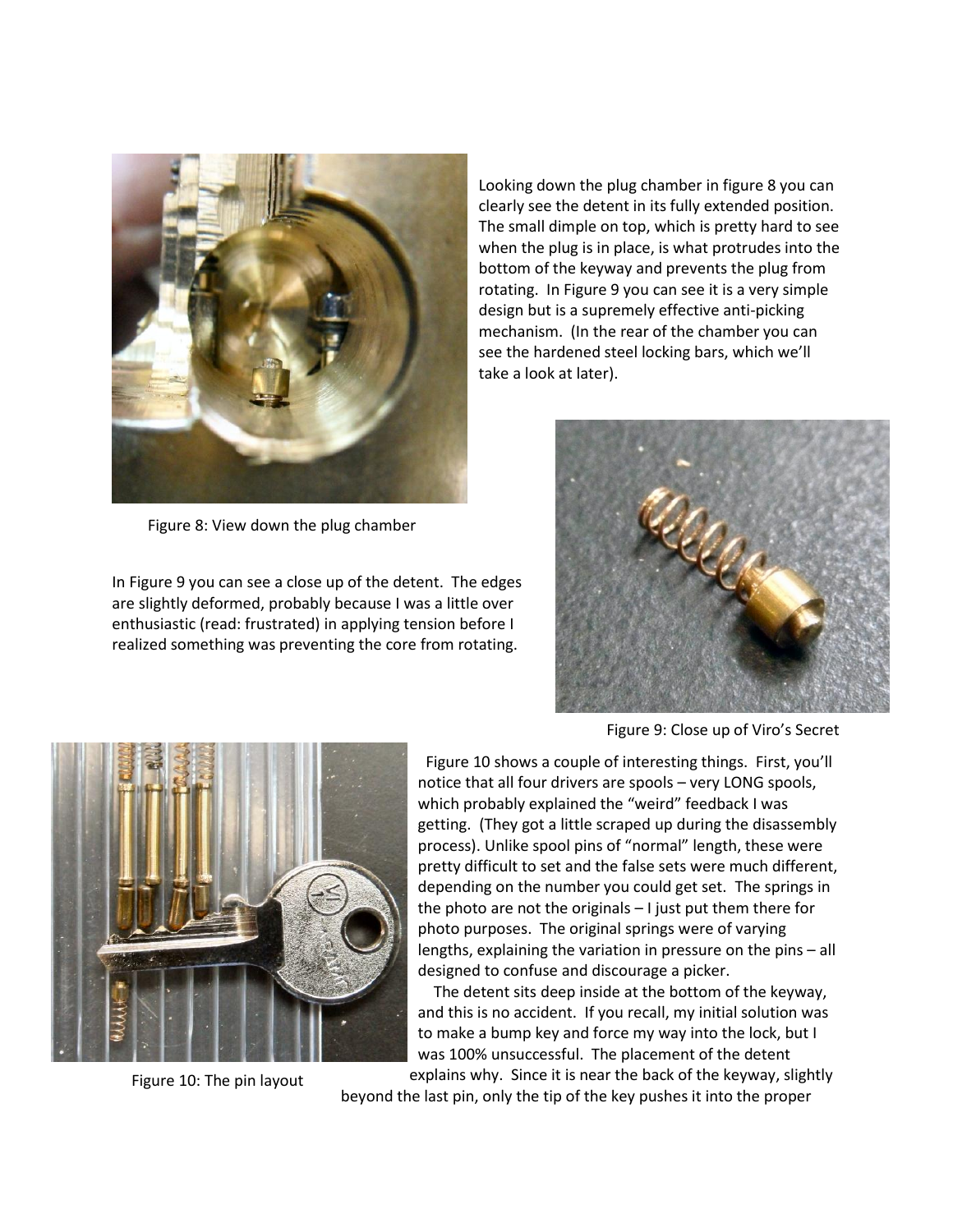Looking down the plug chamber in figure 8 you can clearly see the detent in its fully extended position. The small dimple on top, which is pretty hard to see when the plug is in place, is what protrudes into the bottom of the keyway and prevents the plug from rotating. In Figure 9 you can see it is a very simple design but is a supremely effective anti-picking mechanism. (In the rear of the chamber you can see the hardened steel locking bars, which we'll take a look at later).

Figure 8: View down the plug chamber

In Figure 9 you can see a close up of the detent. The edges are slightly deformed, probably because I was a little over enthusiastic (read: frustrated) in applying tension before I realized something was preventing the core from rotating.

Figure 9: Close up of Viro's Secret

Figure 10 shows a couple of interesting things. First, you'll notice that all four drivers are spools – very LONG spools, which probably explained the "weird" feedback I was getting. (They got a little scraped up during the disassembly process). Unlike spool pins of "normal" length, these were pretty difficult to set and the false sets were much different, depending on the number you could get set. The springs in the photo are not the originals – I just put them there for photo purposes. The original springs were of varying lengths, explaining the variation in pressure on the pins – all designed to confuse and discourage a picker.

The detent sits deep inside at the bottom of the keyway, and this is no accident. If you recall, my initial solution was to make a bump key and force my way into the lock, but I was 100% unsuccessful. The placement of the detent explains why. Since it is near the back of the keyway, slightly beyond the last pin, only the tip of the key pushes it into the proper

Figure 10: The pin layout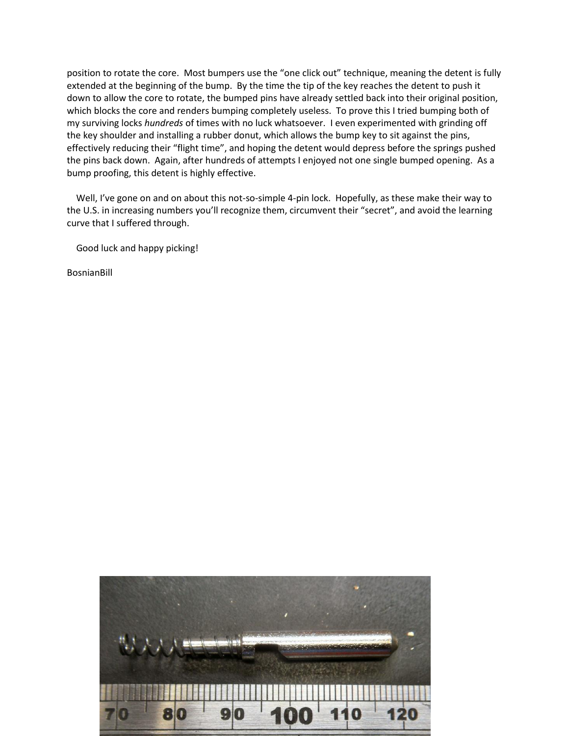position to rotate the core. Most bumpers use the "one click out" technique, meaning the detent is fully extended at the beginning of the bump. By the time the tip of the key reaches the detent to push it down to allow the core to rotate, the bumped pins have already settled back into their original position, which blocks the core and renders bumping completely useless. To prove this I tried bumping both of my surviving locks *hundreds* of times with no luck whatsoever. I even experimented with grinding off the key shoulder and installing a rubber donut, which allows the bump key to sit against the pins, effectively reducing their "flight time", and hoping the detent would depress before the springs pushed the pins back down. Again, after hundreds of attempts I enjoyed not one single bumped opening. As a bump proofing, this detent is highly effective.

Well, I've gone on and on about this not-so-simple 4-pin lock. Hopefully, as these make their way to the U.S. in increasing numbers you'll recognize them, circumvent their "secret", and avoid the learning curve that I suffered through.

Good luck and happy picking!

BosnianBill